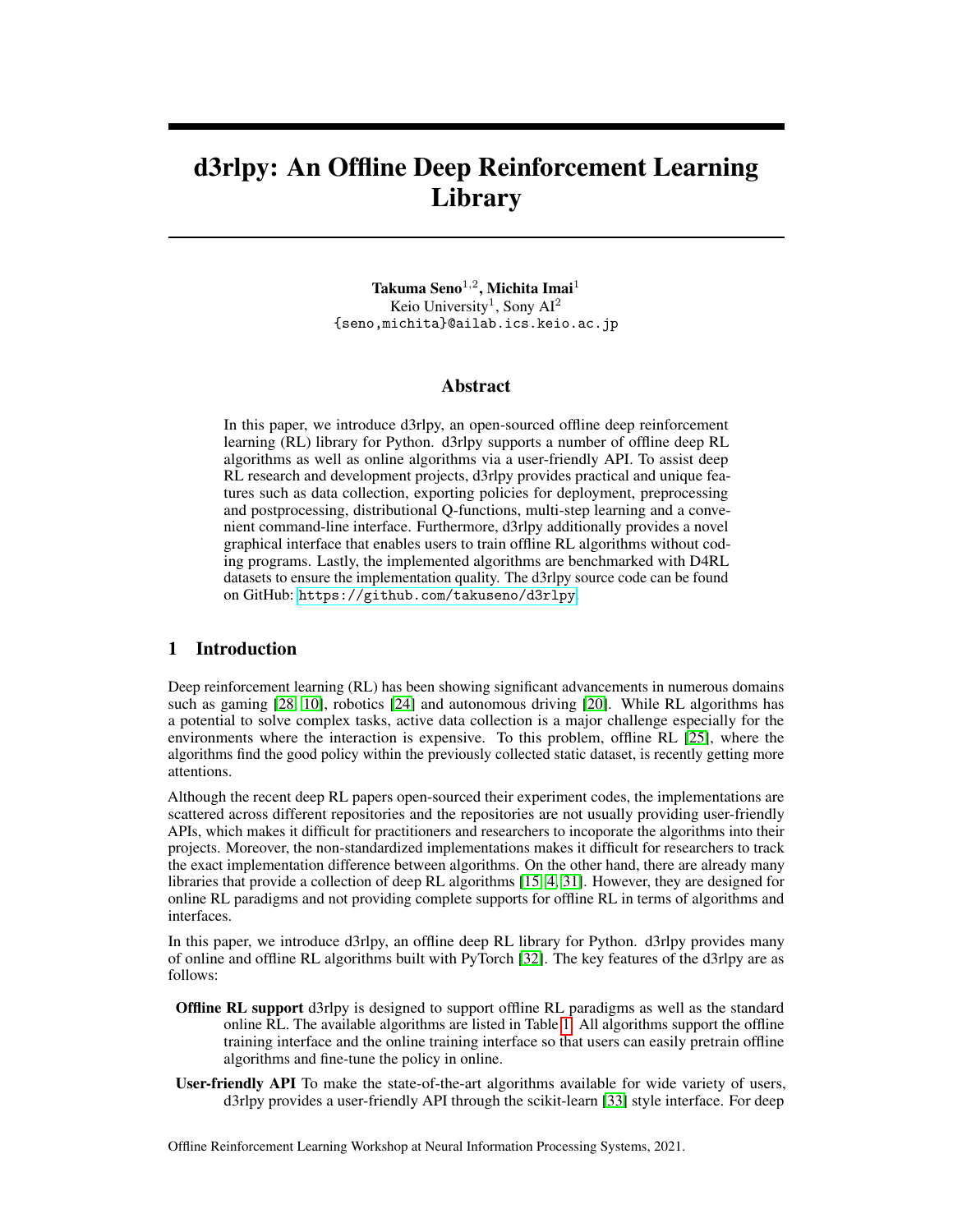# d3rlpy: An Offline Deep Reinforcement Learning Library

**Takuma Seno**[1,2], **Michita Imai**[1]
Keio University[1], Sony AI[2]
{seno,michita}@ailab.ics.keio.ac.jp

## Abstract

In this paper, we introduce d3rlpy, an open-sourced offline deep reinforcement learning (RL) library for Python. d3rlpy supports a number of offline deep RL algorithms as well as online algorithms via a user-friendly API. To assist deep RL research and development projects, d3rlpy provides practical and unique features such as data collection, exporting policies for deployment, preprocessing and postprocessing, distributional Q-functions, multi-step learning and a convenient command-line interface. Furthermore, d3rlpy additionally provides a novel graphical interface that enables users to train offline RL algorithms without coding programs. Lastly, the implemented algorithms are benchmarked with D4RL datasets to ensure the implementation quality. The d3rlpy source code can be found on GitHub: `https://github.com/takuseno/d3rlpy`.

## 1 Introduction

Deep reinforcement learning (RL) has been showing significant advancements in numerous domains such as gaming [28, 10], robotics [24] and autonomous driving [20]. While RL algorithms has a potential to solve complex tasks, active data collection is a major challenge especially for the environments where the interaction is expensive. To this problem, offline RL [25], where the algorithms find the good policy within the previously collected static dataset, is recently getting more attentions.

Although the recent deep RL papers open-sourced their experiment codes, the implementations are scattered across different repositories and the repositories are not usually providing user-friendly APIs, which makes it difficult for practitioners and researchers to incoporate the algorithms into their projects. Moreover, the non-standardized implementations makes it difficult for researchers to track the exact implementation difference between algorithms. On the other hand, there are already many libraries that provide a collection of deep RL algorithms [15, 4, 31]. However, they are designed for online RL paradigms and not providing complete supports for offline RL in terms of algorithms and interfaces.

In this paper, we introduce d3rlpy, an offline deep RL library for Python. d3rlpy provides many of online and offline RL algorithms built with PyTorch [32]. The key features of the d3rlpy are as follows:

- **Offline RL support** d3rlpy is designed to support offline RL paradigms as well as the standard online RL. The available algorithms are listed in Table 1. All algorithms support the offline training interface and the online training interface so that users can easily pretrain offline algorithms and fine-tune the policy in online.
- **User-friendly API** To make the state-of-the-art algorithms available for wide variety of users, d3rlpy provides a user-friendly API through the scikit-learn [33] style interface. For deep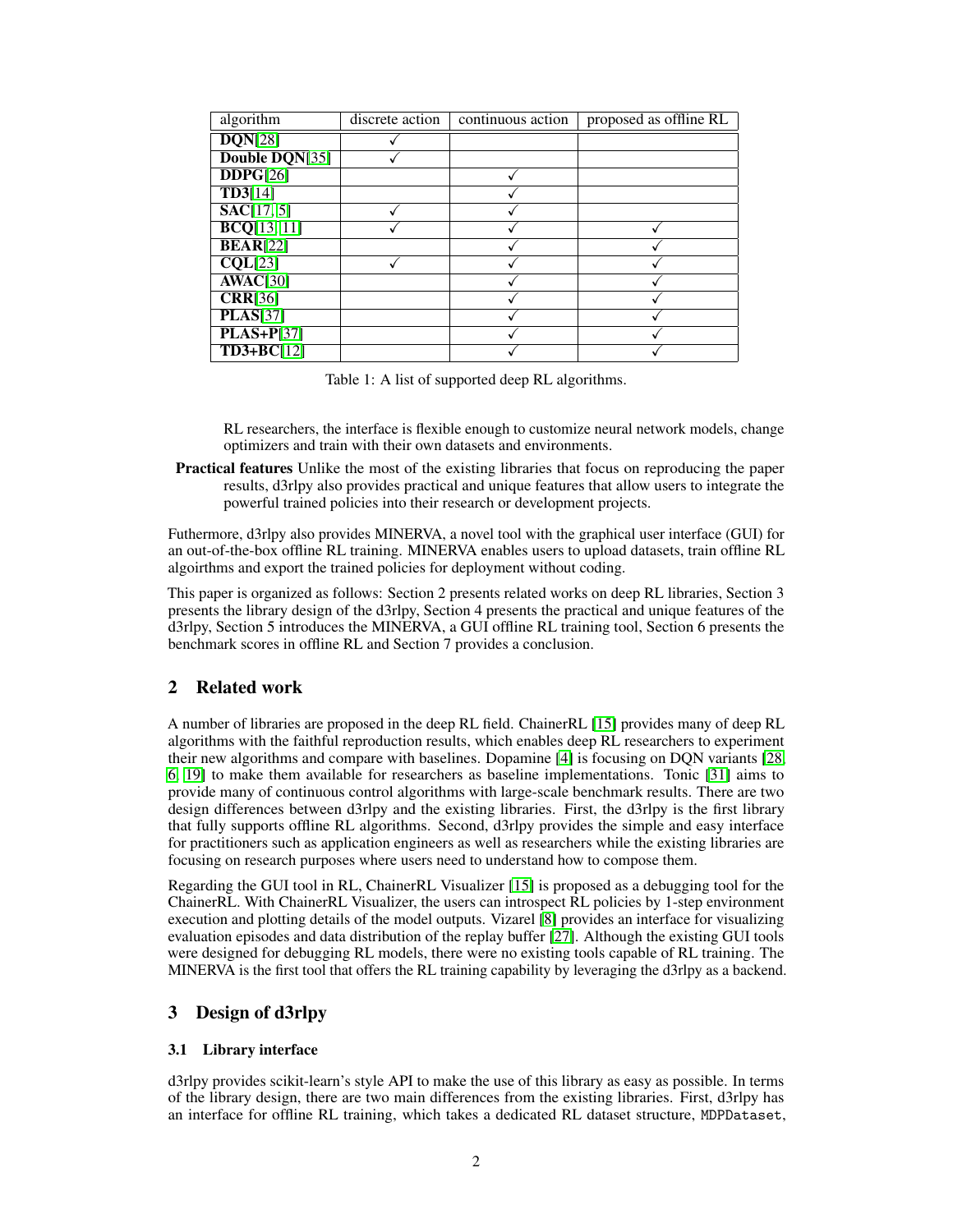| algorithm | discrete action | continuous action | proposed as offline RL |
| --- | --- | --- | --- |
| **DQN**[28] | ✓ | | |
| **Double DQN**[35] | ✓ | | |
| **DDPG**[26] | | ✓ | |
| **TD3**[14] | | ✓ | |
| **SAC**[17, 5] | ✓ | ✓ | |
| **BCQ**[13, 11] | ✓ | ✓ | ✓ |
| **BEAR**[22] | | ✓ | ✓ |
| **CQL**[23] | ✓ | ✓ | ✓ |
| **AWAC**[30] | | ✓ | ✓ |
| **CRR**[36] | | ✓ | ✓ |
| **PLAS**[37] | | ✓ | ✓ |
| **PLAS+P**[37] | | ✓ | ✓ |
| **TD3+BC**[12] | | ✓ | ✓ |

Table 1: A list of supported deep RL algorithms.

RL researchers, the interface is flexible enough to customize neural network models, change optimizers and train with their own datasets and environments.

**Practical features** Unlike the most of the existing libraries that focus on reproducing the paper results, d3rlpy also provides practical and unique features that allow users to integrate the powerful trained policies into their research or development projects.

Futhermore, d3rlpy also provides MINERVA, a novel tool with the graphical user interface (GUI) for an out-of-the-box offline RL training. MINERVA enables users to upload datasets, train offline RL algoirthms and export the trained policies for deployment without coding.

This paper is organized as follows: Section 2 presents related works on deep RL libraries, Section 3 presents the library design of the d3rlpy, Section 4 presents the practical and unique features of the d3rlpy, Section 5 introduces the MINERVA, a GUI offline RL training tool, Section 6 presents the benchmark scores in offline RL and Section 7 provides a conclusion.

## 2 Related work

A number of libraries are proposed in the deep RL field. ChainerRL [15] provides many of deep RL algorithms with the faithful reproduction results, which enables deep RL researchers to experiment their new algorithms and compare with baselines. Dopamine [4] is focusing on DQN variants [28, 6, 19] to make them available for researchers as baseline implementations. Tonic [31] aims to provide many of continuous control algorithms with large-scale benchmark results. There are two design differences between d3rlpy and the existing libraries. First, the d3rlpy is the first library that fully supports offline RL algorithms. Second, d3rlpy provides the simple and easy interface for practitioners such as application engineers as well as researchers while the existing libraries are focusing on research purposes where users need to understand how to compose them.

Regarding the GUI tool in RL, ChainerRL Visualizer [15] is proposed as a debugging tool for the ChainerRL. With ChainerRL Visualizer, the users can introspect RL policies by 1-step environment execution and plotting details of the model outputs. Vizarel [8] provides an interface for visualizing evaluation episodes and data distribution of the replay buffer [27]. Although the existing GUI tools were designed for debugging RL models, there were no existing tools capable of RL training. The MINERVA is the first tool that offers the RL training capability by leveraging the d3rlpy as a backend.

## 3 Design of d3rlpy

### 3.1 Library interface

d3rlpy provides scikit-learn's style API to make the use of this library as easy as possible. In terms of the library design, there are two main differences from the existing libraries. First, d3rlpy has an interface for offline RL training, which takes a dedicated RL dataset structure, `MDPDataset`,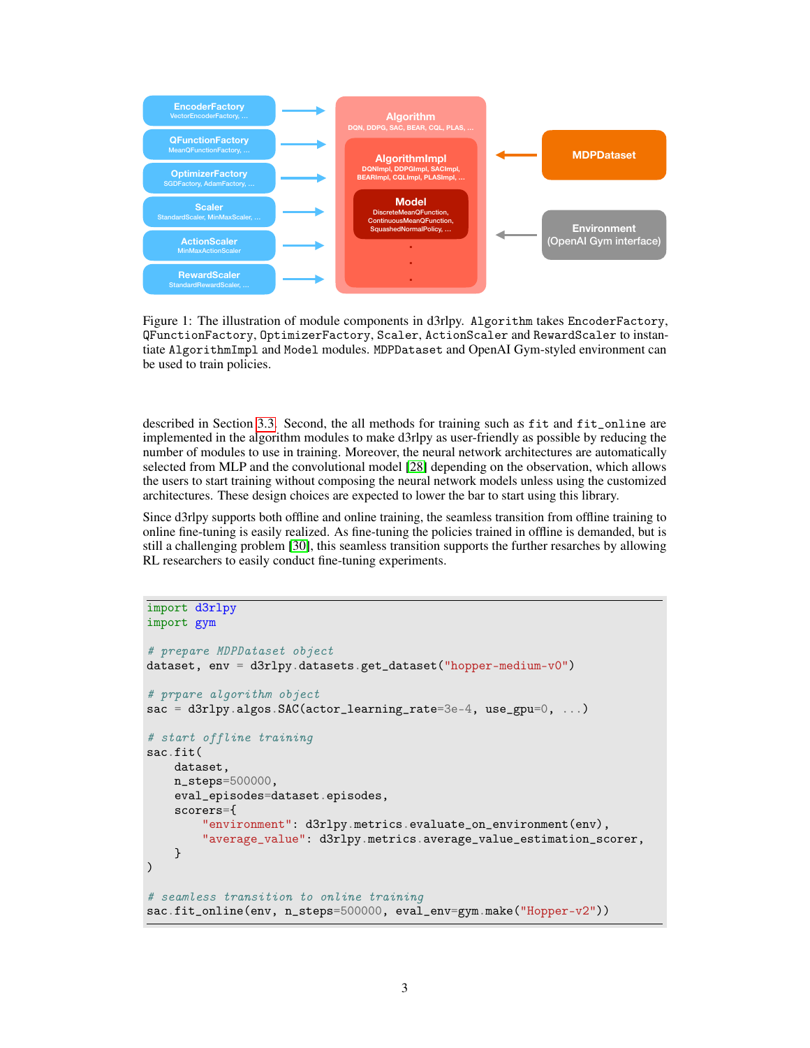Figure 1: The illustration of module components in d3rlpy. `Algorithm` takes `EncoderFactory`, `QFunctionFactory`, `OptimizerFactory`, `Scaler`, `ActionScaler` and `RewardScaler` to instantiate `AlgorithmImpl` and `Model` modules. `MDPDataset` and OpenAI Gym-styled environment can be used to train policies.

described in Section 3.3. Second, the all methods for training such as `fit` and `fit_online` are implemented in the algorithm modules to make d3rlpy as user-friendly as possible by reducing the number of modules to use in training. Moreover, the neural network architectures are automatically selected from MLP and the convolutional model [28] depending on the observation, which allows the users to start training without composing the neural network models unless using the customized architectures. These design choices are expected to lower the bar to start using this library.

Since d3rlpy supports both offline and online training, the seamless transition from offline training to online fine-tuning is easily realized. As fine-tuning the policies trained in offline is demanded, but is still a challenging problem [30], this seamless transition supports the further researches by allowing RL researchers to easily conduct fine-tuning experiments.

```
import d3rlpy
import gym

# prepare MDPDataset object
dataset, env = d3rlpy.datasets.get_dataset("hopper-medium-v0")

# prpare algorithm object
sac = d3rlpy.algos.SAC(actor_learning_rate=3e-4, use_gpu=0, ...)

# start offline training
sac.fit(
    dataset,
    n_steps=500000,
    eval_episodes=dataset.episodes,
    scorers={
        "environment": d3rlpy.metrics.evaluate_on_environment(env),
        "average_value": d3rlpy.metrics.average_value_estimation_scorer,
    }
)

# seamless transition to online training
sac.fit_online(env, n_steps=500000, eval_env=gym.make("Hopper-v2"))
```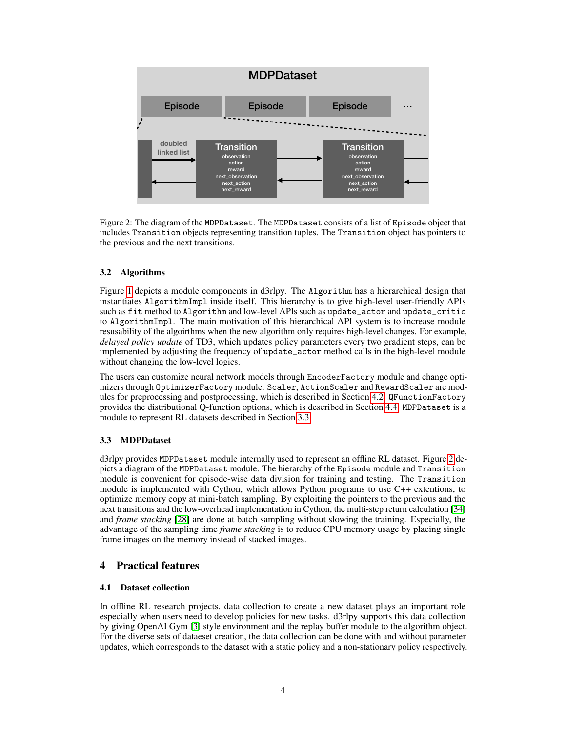Figure 2: The diagram of the `MDPDataset`. The `MDPDataset` consists of a list of `Episode` object that includes `Transition` objects representing transition tuples. The `Transition` object has pointers to the previous and the next transitions.

### 3.2 Algorithms

Figure 1 depicts a module components in d3rlpy. The `Algorithm` has a hierarchical design that instantiates `AlgorithmImpl` inside itself. This hierarchy is to give high-level user-friendly APIs such as `fit` method to `Algorithm` and low-level APIs such as `update_actor` and `update_critic` to `AlgorithmImpl`. The main motivation of this hierarchical API system is to increase module resusability of the algorithms when the new algorithm only requires high-level changes. For example, *delayed policy update* of TD3, which updates policy parameters every two gradient steps, can be implemented by adjusting the frequency of `update_actor` method calls in the high-level module without changing the low-level logics.

The users can customize neural network models through `EncoderFactory` module and change optimizers through `OptimizerFactory` module. `Scaler`, `ActionScaler` and `RewardScaler` are modules for preprocessing and postprocessing, which is described in Section 4.2. `QFunctionFactory` provides the distributional Q-function options, which is described in Section 4.4. `MDPDataset` is a module to represent RL datasets described in Section 3.3.

### 3.3 MDPDataset

d3rlpy provides `MDPDataset` module internally used to represent an offline RL dataset. Figure 2 depicts a diagram of the `MDPDataset` module. The hierarchy of the `Episode` module and `Transition` module is convenient for episode-wise data division for training and testing. The `Transition` module is implemented with Cython, which allows Python programs to use C++ extentions, to optimize memory copy at mini-batch sampling. By exploiting the pointers to the previous and the next transitions and the low-overhead implementation in Cython, the multi-step return calculation [34] and *frame stacking* [28] are done at batch sampling without slowing the training. Especially, the advantage of the sampling time *frame stacking* is to reduce CPU memory usage by placing single frame images on the memory instead of stacked images.

## 4 Practical features

### 4.1 Dataset collection

In offline RL research projects, data collection to create a new dataset plays an important role especially when users need to develop policies for new tasks. d3rlpy supports this data collection by giving OpenAI Gym [3] style environment and the replay buffer module to the algorithm object. For the diverse sets of dataeset creation, the data collection can be done with and without parameter updates, which corresponds to the dataset with a static policy and a non-stationary policy respectively.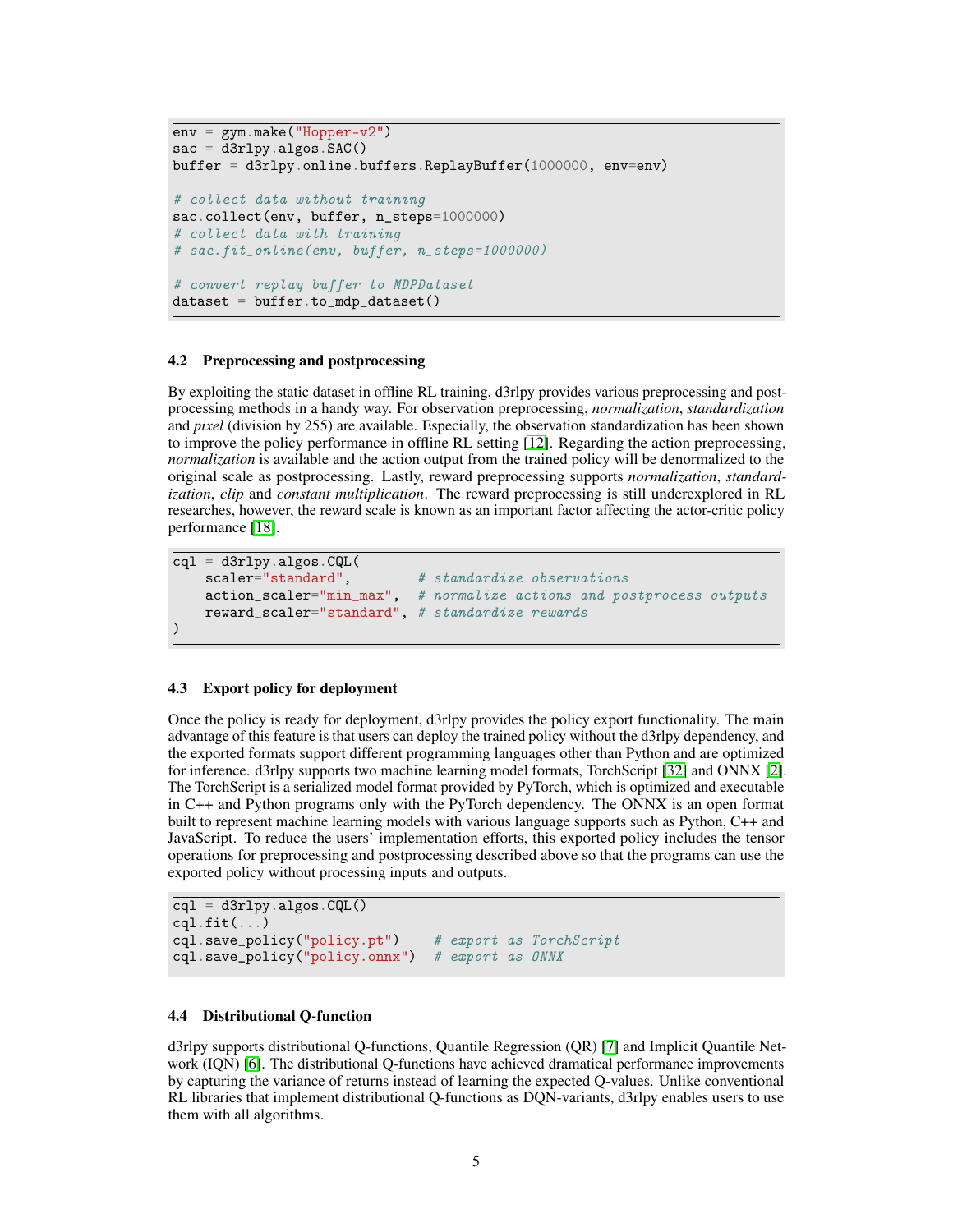```python
env = gym.make("Hopper-v2")
sac = d3rlpy.algos.SAC()
buffer = d3rlpy.online.buffers.ReplayBuffer(1000000, env=env)

# collect data without training
sac.collect(env, buffer, n_steps=1000000)
# collect data with training
# sac.fit_online(env, buffer, n_steps=1000000)

# convert replay buffer to MDPDataset
dataset = buffer.to_mdp_dataset()
```

### 4.2 Preprocessing and postprocessing

By exploiting the static dataset in offline RL training, d3rlpy provides various preprocessing and postprocessing methods in a handy way. For observation preprocessing, *normalization*, *standardization* and *pixel* (division by 255) are available. Especially, the observation standardization has been shown to improve the policy performance in offline RL setting [12]. Regarding the action preprocessing, *normalization* is available and the action output from the trained policy will be denormalized to the original scale as postprocessing. Lastly, reward preprocessing supports *normalization*, *standardization*, *clip* and *constant multiplication*. The reward preprocessing is still underexplored in RL researches, however, the reward scale is known as an important factor affecting the actor-critic policy performance [18].

```python
cql = d3rlpy.algos.CQL(
    scaler="standard",        # standardize observations
    action_scaler="min_max",  # normalize actions and postprocess outputs
    reward_scaler="standard", # standardize rewards
)
```

### 4.3 Export policy for deployment

Once the policy is ready for deployment, d3rlpy provides the policy export functionality. The main advantage of this feature is that users can deploy the trained policy without the d3rlpy dependency, and the exported formats support different programming languages other than Python and are optimized for inference. d3rlpy supports two machine learning model formats, TorchScript [32] and ONNX [2]. The TorchScript is a serialized model format provided by PyTorch, which is optimized and executable in C++ and Python programs only with the PyTorch dependency. The ONNX is an open format built to represent machine learning models with various language supports such as Python, C++ and JavaScript. To reduce the users' implementation efforts, this exported policy includes the tensor operations for preprocessing and postprocessing described above so that the programs can use the exported policy without processing inputs and outputs.

```python
cql = d3rlpy.algos.CQL()
cql.fit(...)
cql.save_policy("policy.pt")    # export as TorchScript
cql.save_policy("policy.onnx")  # export as ONNX
```

### 4.4 Distributional Q-function

d3rlpy supports distributional Q-functions, Quantile Regression (QR) [7] and Implicit Quantile Network (IQN) [6]. The distributional Q-functions have achieved dramatical performance improvements by capturing the variance of returns instead of learning the expected Q-values. Unlike conventional RL libraries that implement distributional Q-functions as DQN-variants, d3rlpy enables users to use them with all algorithms.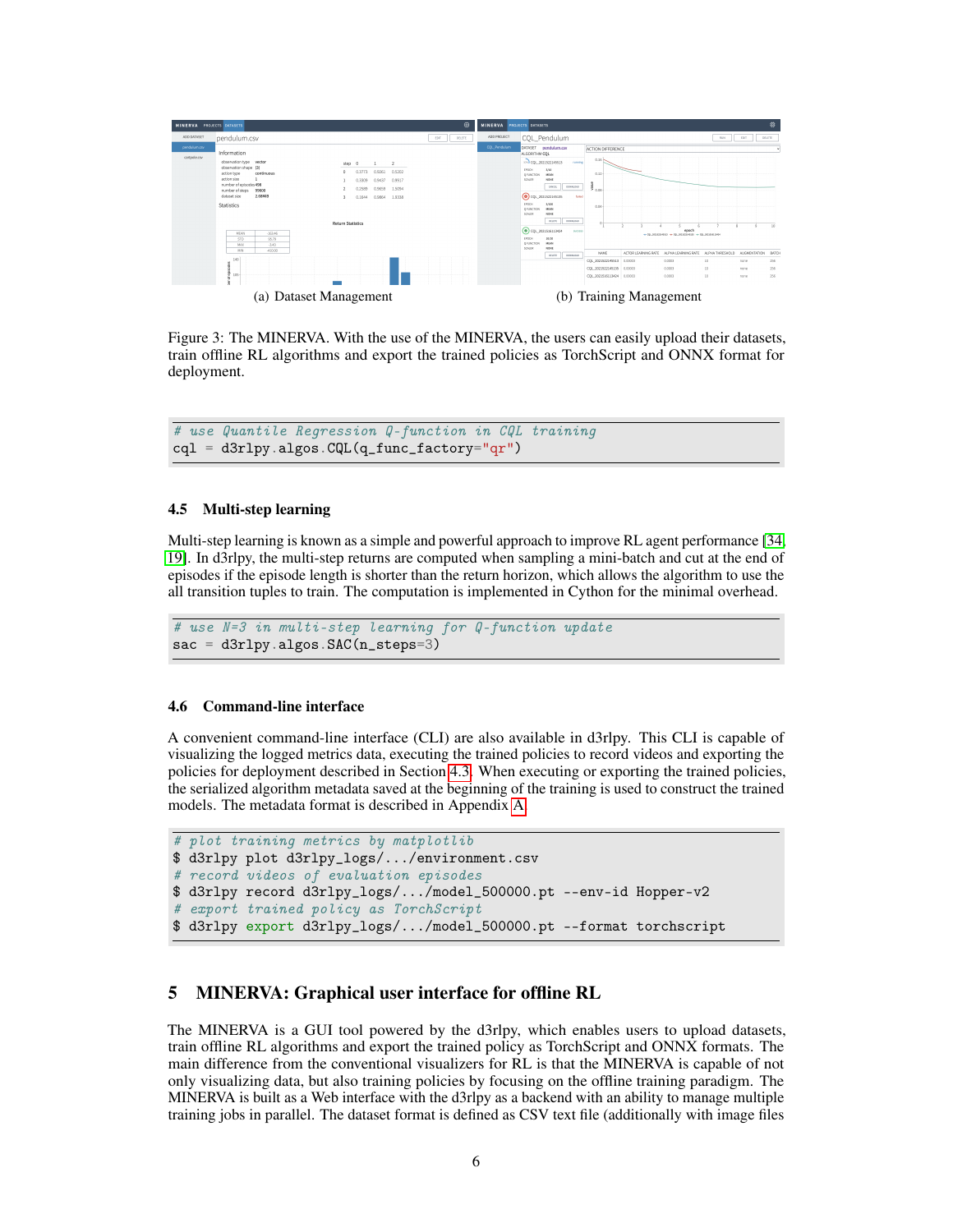(a) Dataset Management

(b) Training Management

Figure 3: The MINERVA. With the use of the MINERVA, the users can easily upload their datasets, train offline RL algorithms and export the trained policies as TorchScript and ONNX format for deployment.

```
# use Quantile Regression Q-function in CQL training
cql = d3rlpy.algos.CQL(q_func_factory="qr")
```

### 4.5 Multi-step learning

Multi-step learning is known as a simple and powerful approach to improve RL agent performance [34, 19]. In d3rlpy, the multi-step returns are computed when sampling a mini-batch and cut at the end of episodes if the episode length is shorter than the return horizon, which allows the algorithm to use the all transition tuples to train. The computation is implemented in Cython for the minimal overhead.

```
# use N=3 in multi-step learning for Q-function update
sac = d3rlpy.algos.SAC(n_steps=3)
```

### 4.6 Command-line interface

A convenient command-line interface (CLI) are also available in d3rlpy. This CLI is capable of visualizing the logged metrics data, executing the trained policies to record videos and exporting the policies for deployment described in Section 4.3. When executing or exporting the trained policies, the serialized algorithm metadata saved at the beginning of the training is used to construct the trained models. The metadata format is described in Appendix A.

```
# plot training metrics by matplotlib
$ d3rlpy plot d3rlpy_logs/.../environment.csv
# record videos of evaluation episodes
$ d3rlpy record d3rlpy_logs/.../model_500000.pt --env-id Hopper-v2
# export trained policy as TorchScript
$ d3rlpy export d3rlpy_logs/.../model_500000.pt --format torchscript
```

## 5 MINERVA: Graphical user interface for offline RL

The MINERVA is a GUI tool powered by the d3rlpy, which enables users to upload datasets, train offline RL algorithms and export the trained policy as TorchScript and ONNX formats. The main difference from the conventional visualizers for RL is that the MINERVA is capable of not only visualizing data, but also training policies by focusing on the offline training paradigm. The MINERVA is built as a Web interface with the d3rlpy as a backend with an ability to manage multiple training jobs in parallel. The dataset format is defined as CSV text file (additionally with image files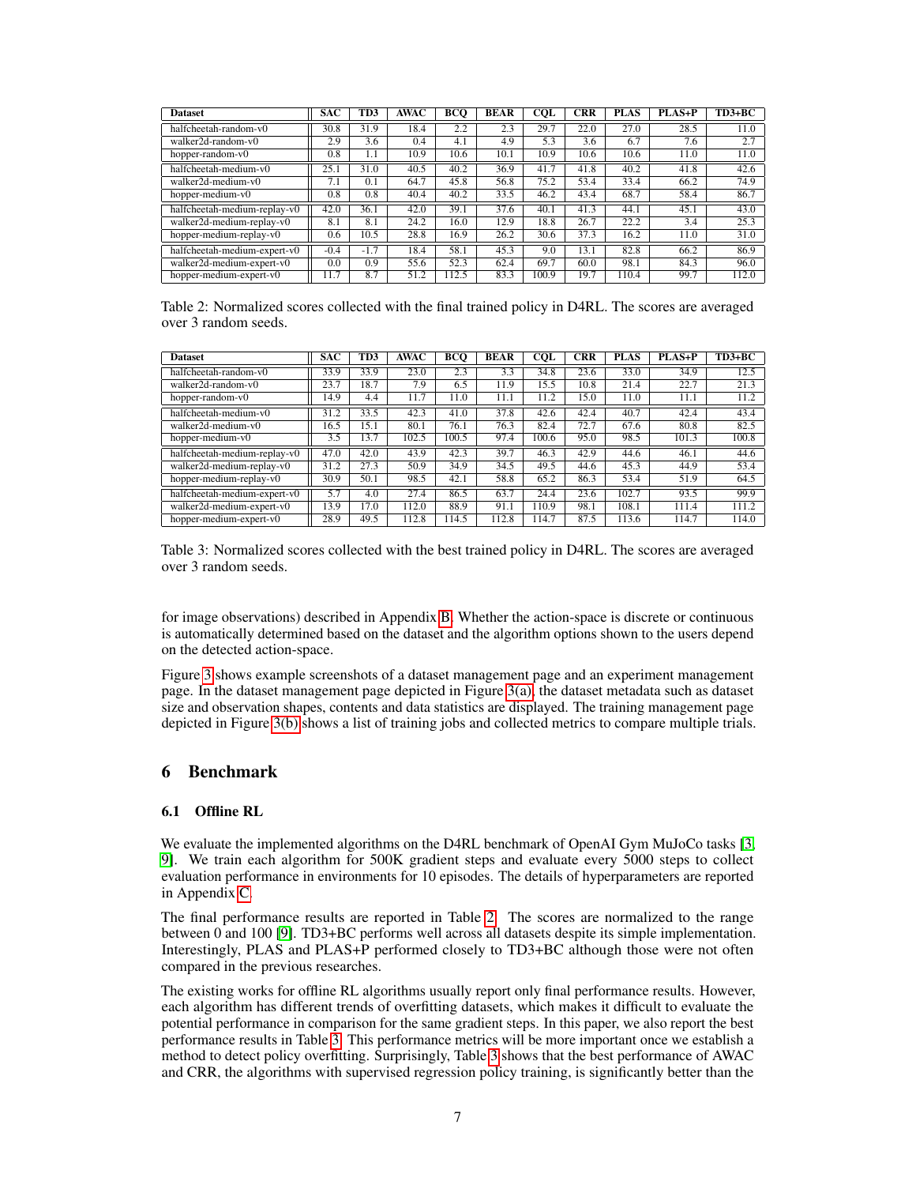| Dataset | SAC | TD3 | AWAC | BCQ | BEAR | CQL | CRR | PLAS | PLAS+P | TD3+BC |
|---|---|---|---|---|---|---|---|---|---|---|
| halfcheetah-random-v0 | 30.8 | 31.9 | 18.4 | 2.2 | 2.3 | 29.7 | 22.0 | 27.0 | 28.5 | 11.0 |
| walker2d-random-v0 | 2.9 | 3.6 | 0.4 | 4.1 | 4.9 | 5.3 | 3.6 | 6.7 | 7.6 | 2.7 |
| hopper-random-v0 | 0.8 | 1.1 | 10.9 | 10.6 | 10.1 | 10.9 | 10.6 | 10.6 | 11.0 | 11.0 |
| halfcheetah-medium-v0 | 25.1 | 31.0 | 40.5 | 40.2 | 36.9 | 41.7 | 41.8 | 40.2 | 41.8 | 42.6 |
| walker2d-medium-v0 | 7.1 | 0.1 | 64.7 | 45.8 | 56.8 | 75.2 | 53.4 | 33.4 | 66.2 | 74.9 |
| hopper-medium-v0 | 0.8 | 0.8 | 40.4 | 40.2 | 33.5 | 46.2 | 43.4 | 68.7 | 58.4 | 86.7 |
| halfcheetah-medium-replay-v0 | 42.0 | 36.1 | 42.0 | 39.1 | 37.6 | 40.1 | 41.3 | 44.1 | 45.1 | 43.0 |
| walker2d-medium-replay-v0 | 8.1 | 8.1 | 24.2 | 16.0 | 12.9 | 18.8 | 26.7 | 22.2 | 3.4 | 25.3 |
| hopper-medium-replay-v0 | 0.6 | 10.5 | 28.8 | 16.9 | 26.2 | 30.6 | 37.3 | 16.2 | 11.0 | 31.0 |
| halfcheetah-medium-expert-v0 | -0.4 | -1.7 | 18.4 | 58.1 | 45.3 | 9.0 | 13.1 | 82.8 | 66.2 | 86.9 |
| walker2d-medium-expert-v0 | 0.0 | 0.9 | 55.6 | 52.3 | 62.4 | 69.7 | 60.0 | 98.1 | 84.3 | 96.0 |
| hopper-medium-expert-v0 | 11.7 | 8.7 | 51.2 | 112.5 | 83.3 | 100.9 | 19.7 | 110.4 | 99.7 | 112.0 |

Table 2: Normalized scores collected with the final trained policy in D4RL. The scores are averaged over 3 random seeds.

| Dataset | SAC | TD3 | AWAC | BCQ | BEAR | CQL | CRR | PLAS | PLAS+P | TD3+BC |
|---|---|---|---|---|---|---|---|---|---|---|
| halfcheetah-random-v0 | 33.9 | 33.9 | 23.0 | 2.3 | 3.3 | 34.8 | 23.6 | 33.0 | 34.9 | 12.5 |
| walker2d-random-v0 | 23.7 | 18.7 | 7.9 | 6.5 | 11.9 | 15.5 | 10.8 | 21.4 | 22.7 | 21.3 |
| hopper-random-v0 | 14.9 | 4.4 | 11.7 | 11.0 | 11.1 | 11.2 | 15.0 | 11.0 | 11.1 | 11.2 |
| halfcheetah-medium-v0 | 31.2 | 33.5 | 42.3 | 41.0 | 37.8 | 42.6 | 42.4 | 40.7 | 42.4 | 43.4 |
| walker2d-medium-v0 | 16.5 | 15.1 | 80.1 | 76.1 | 76.3 | 82.4 | 72.7 | 67.6 | 80.8 | 82.5 |
| hopper-medium-v0 | 3.5 | 13.7 | 102.5 | 100.5 | 97.4 | 100.6 | 95.0 | 98.5 | 101.3 | 100.8 |
| halfcheetah-medium-replay-v0 | 47.0 | 42.0 | 43.9 | 42.3 | 39.7 | 46.3 | 42.9 | 44.6 | 46.1 | 44.6 |
| walker2d-medium-replay-v0 | 31.2 | 27.3 | 50.9 | 34.9 | 34.5 | 49.5 | 44.6 | 45.3 | 44.9 | 53.4 |
| hopper-medium-replay-v0 | 30.9 | 50.1 | 98.5 | 42.1 | 58.8 | 65.2 | 86.3 | 53.4 | 51.9 | 64.5 |
| halfcheetah-medium-expert-v0 | 5.7 | 4.0 | 27.4 | 86.5 | 63.7 | 24.4 | 23.6 | 102.7 | 93.5 | 99.9 |
| walker2d-medium-expert-v0 | 13.9 | 17.0 | 112.0 | 88.9 | 91.1 | 110.9 | 98.1 | 108.1 | 111.4 | 111.2 |
| hopper-medium-expert-v0 | 28.9 | 49.5 | 112.8 | 114.5 | 112.8 | 114.7 | 87.5 | 113.6 | 114.7 | 114.0 |

Table 3: Normalized scores collected with the best trained policy in D4RL. The scores are averaged over 3 random seeds.

for image observations) described in Appendix B. Whether the action-space is discrete or continuous is automatically determined based on the dataset and the algorithm options shown to the users depend on the detected action-space.

Figure 3 shows example screenshots of a dataset management page and an experiment management page. In the dataset management page depicted in Figure 3(a), the dataset metadata such as dataset size and observation shapes, contents and data statistics are displayed. The training management page depicted in Figure 3(b) shows a list of training jobs and collected metrics to compare multiple trials.

## 6 Benchmark

### 6.1 Offline RL

We evaluate the implemented algorithms on the D4RL benchmark of OpenAI Gym MuJoCo tasks [3, 9]. We train each algorithm for 500K gradient steps and evaluate every 5000 steps to collect evaluation performance in environments for 10 episodes. The details of hyperparameters are reported in Appendix C.

The final performance results are reported in Table 2. The scores are normalized to the range between 0 and 100 [9]. TD3+BC performs well across all datasets despite its simple implementation. Interestingly, PLAS and PLAS+P performed closely to TD3+BC although those were not often compared in the previous researches.

The existing works for offline RL algorithms usually report only final performance results. However, each algorithm has different trends of overfitting datasets, which makes it difficult to evaluate the potential performance in comparison for the same gradient steps. In this paper, we also report the best performance results in Table 3. This performance metrics will be more important once we establish a method to detect policy overfitting. Surprisingly, Table 3 shows that the best performance of AWAC and CRR, the algorithms with supervised regression policy training, is significantly better than the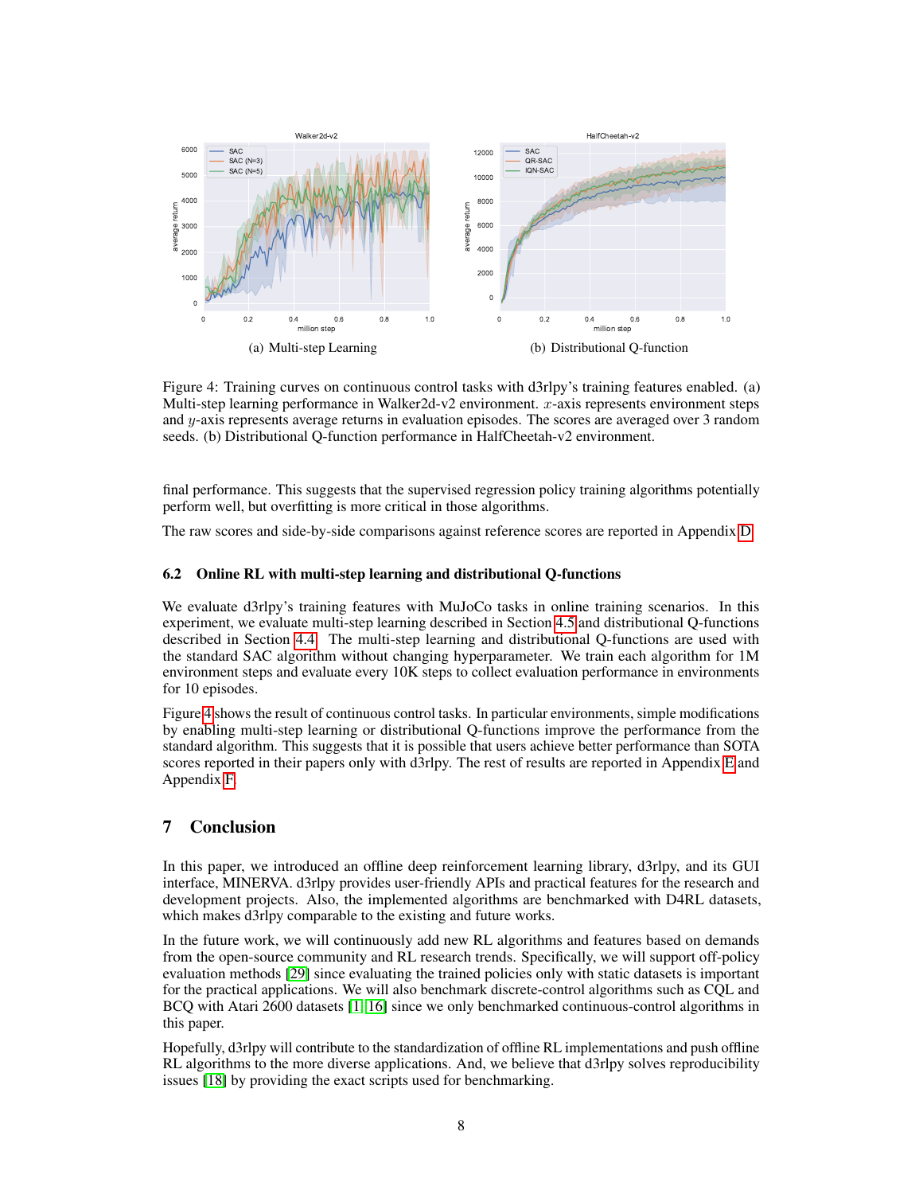(a) Multi-step Learning

(b) Distributional Q-function

Figure 4: Training curves on continuous control tasks with d3rlpy's training features enabled. (a) Multi-step learning performance in Walker2d-v2 environment. $x$-axis represents environment steps and $y$-axis represents average returns in evaluation episodes. The scores are averaged over 3 random seeds. (b) Distributional Q-function performance in HalfCheetah-v2 environment.

final performance. This suggests that the supervised regression policy training algorithms potentially perform well, but overfitting is more critical in those algorithms.

The raw scores and side-by-side comparisons against reference scores are reported in Appendix D.

### 6.2 Online RL with multi-step learning and distributional Q-functions

We evaluate d3rlpy's training features with MuJoCo tasks in online training scenarios. In this experiment, we evaluate multi-step learning described in Section 4.5 and distributional Q-functions described in Section 4.4. The multi-step learning and distributional Q-functions are used with the standard SAC algorithm without changing hyperparameter. We train each algorithm for 1M environment steps and evaluate every 10K steps to collect evaluation performance in environments for 10 episodes.

Figure 4 shows the result of continuous control tasks. In particular environments, simple modifications by enabling multi-step learning or distributional Q-functions improve the performance from the standard algorithm. This suggests that it is possible that users achieve better performance than SOTA scores reported in their papers only with d3rlpy. The rest of results are reported in Appendix E and Appendix F.

## 7 Conclusion

In this paper, we introduced an offline deep reinforcement learning library, d3rlpy, and its GUI interface, MINERVA. d3rlpy provides user-friendly APIs and practical features for the research and development projects. Also, the implemented algorithms are benchmarked with D4RL datasets, which makes d3rlpy comparable to the existing and future works.

In the future work, we will continuously add new RL algorithms and features based on demands from the open-source community and RL research trends. Specifically, we will support off-policy evaluation methods [29] since evaluating the trained policies only with static datasets is important for the practical applications. We will also benchmark discrete-control algorithms such as CQL and BCQ with Atari 2600 datasets [1, 16] since we only benchmarked continuous-control algorithms in this paper.

Hopefully, d3rlpy will contribute to the standardization of offline RL implementations and push offline RL algorithms to the more diverse applications. And, we believe that d3rlpy solves reproducibility issues [18] by providing the exact scripts used for benchmarking.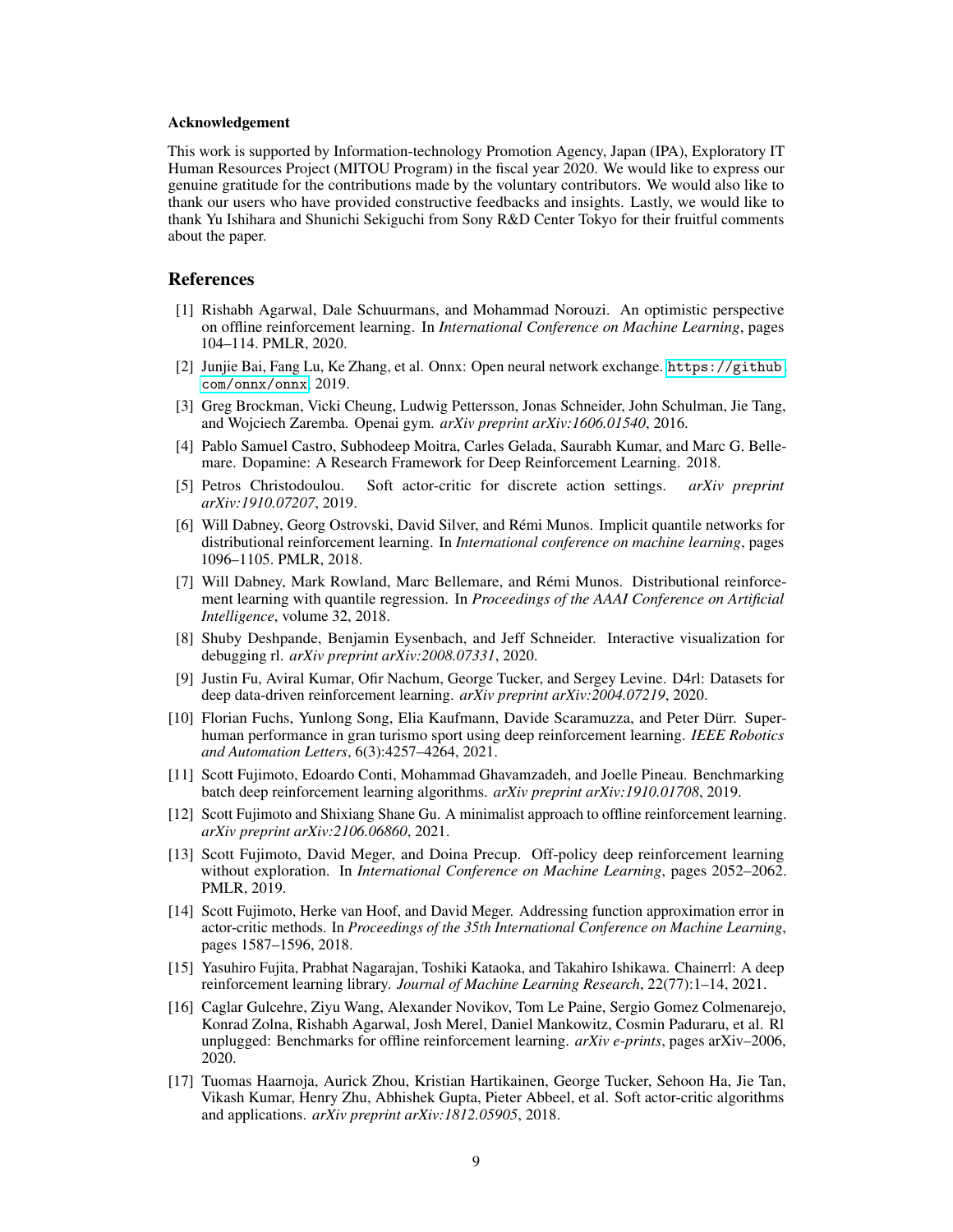### Acknowledgement

This work is supported by Information-technology Promotion Agency, Japan (IPA), Exploratory IT Human Resources Project (MITOU Program) in the fiscal year 2020. We would like to express our genuine gratitude for the contributions made by the voluntary contributors. We would also like to thank our users who have provided constructive feedbacks and insights. Lastly, we would like to thank Yu Ishihara and Shunichi Sekiguchi from Sony R&D Center Tokyo for their fruitful comments about the paper.

## References

[1] Rishabh Agarwal, Dale Schuurmans, and Mohammad Norouzi. An optimistic perspective on offline reinforcement learning. In *International Conference on Machine Learning*, pages 104–114. PMLR, 2020.

[2] Junjie Bai, Fang Lu, Ke Zhang, et al. Onnx: Open neural network exchange. `https://github.com/onnx/onnx`, 2019.

[3] Greg Brockman, Vicki Cheung, Ludwig Pettersson, Jonas Schneider, John Schulman, Jie Tang, and Wojciech Zaremba. Openai gym. *arXiv preprint arXiv:1606.01540*, 2016.

[4] Pablo Samuel Castro, Subhodeep Moitra, Carles Gelada, Saurabh Kumar, and Marc G. Bellemare. Dopamine: A Research Framework for Deep Reinforcement Learning. 2018.

[5] Petros Christodoulou. Soft actor-critic for discrete action settings. *arXiv preprint arXiv:1910.07207*, 2019.

[6] Will Dabney, Georg Ostrovski, David Silver, and Rémi Munos. Implicit quantile networks for distributional reinforcement learning. In *International conference on machine learning*, pages 1096–1105. PMLR, 2018.

[7] Will Dabney, Mark Rowland, Marc Bellemare, and Rémi Munos. Distributional reinforcement learning with quantile regression. In *Proceedings of the AAAI Conference on Artificial Intelligence*, volume 32, 2018.

[8] Shuby Deshpande, Benjamin Eysenbach, and Jeff Schneider. Interactive visualization for debugging rl. *arXiv preprint arXiv:2008.07331*, 2020.

[9] Justin Fu, Aviral Kumar, Ofir Nachum, George Tucker, and Sergey Levine. D4rl: Datasets for deep data-driven reinforcement learning. *arXiv preprint arXiv:2004.07219*, 2020.

[10] Florian Fuchs, Yunlong Song, Elia Kaufmann, Davide Scaramuzza, and Peter Dürr. Super-human performance in gran turismo sport using deep reinforcement learning. *IEEE Robotics and Automation Letters*, 6(3):4257–4264, 2021.

[11] Scott Fujimoto, Edoardo Conti, Mohammad Ghavamzadeh, and Joelle Pineau. Benchmarking batch deep reinforcement learning algorithms. *arXiv preprint arXiv:1910.01708*, 2019.

[12] Scott Fujimoto and Shixiang Shane Gu. A minimalist approach to offline reinforcement learning. *arXiv preprint arXiv:2106.06860*, 2021.

[13] Scott Fujimoto, David Meger, and Doina Precup. Off-policy deep reinforcement learning without exploration. In *International Conference on Machine Learning*, pages 2052–2062. PMLR, 2019.

[14] Scott Fujimoto, Herke van Hoof, and David Meger. Addressing function approximation error in actor-critic methods. In *Proceedings of the 35th International Conference on Machine Learning*, pages 1587–1596, 2018.

[15] Yasuhiro Fujita, Prabhat Nagarajan, Toshiki Kataoka, and Takahiro Ishikawa. Chainerrl: A deep reinforcement learning library. *Journal of Machine Learning Research*, 22(77):1–14, 2021.

[16] Caglar Gulcehre, Ziyu Wang, Alexander Novikov, Tom Le Paine, Sergio Gomez Colmenarejo, Konrad Zolna, Rishabh Agarwal, Josh Merel, Daniel Mankowitz, Cosmin Paduraru, et al. Rl unplugged: Benchmarks for offline reinforcement learning. *arXiv e-prints*, pages arXiv–2006, 2020.

[17] Tuomas Haarnoja, Aurick Zhou, Kristian Hartikainen, George Tucker, Sehoon Ha, Jie Tan, Vikash Kumar, Henry Zhu, Abhishek Gupta, Pieter Abbeel, et al. Soft actor-critic algorithms and applications. *arXiv preprint arXiv:1812.05905*, 2018.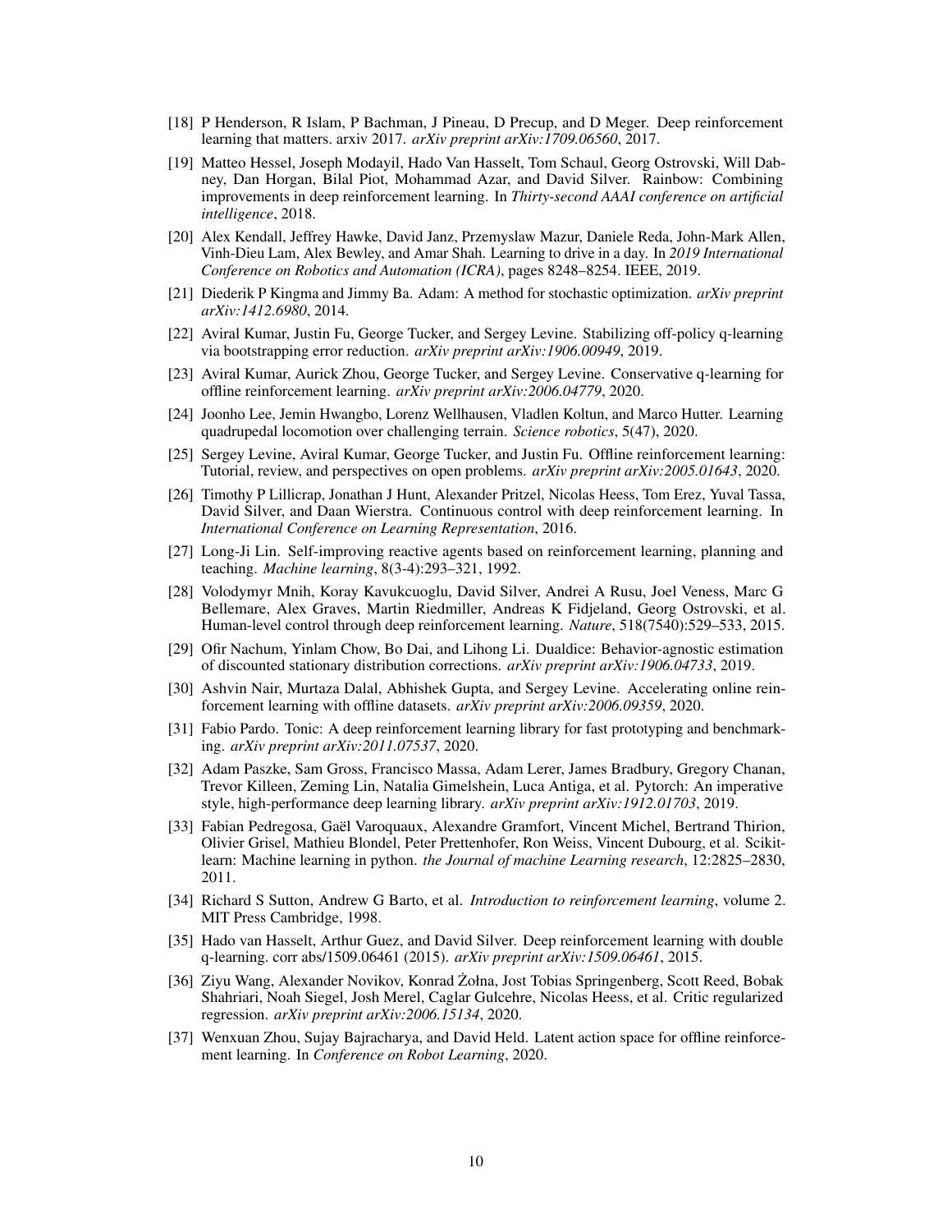[18] P Henderson, R Islam, P Bachman, J Pineau, D Precup, and D Meger. Deep reinforcement learning that matters. arxiv 2017. *arXiv preprint arXiv:1709.06560*, 2017.

[19] Matteo Hessel, Joseph Modayil, Hado Van Hasselt, Tom Schaul, Georg Ostrovski, Will Dabney, Dan Horgan, Bilal Piot, Mohammad Azar, and David Silver. Rainbow: Combining improvements in deep reinforcement learning. In *Thirty-second AAAI conference on artificial intelligence*, 2018.

[20] Alex Kendall, Jeffrey Hawke, David Janz, Przemyslaw Mazur, Daniele Reda, John-Mark Allen, Vinh-Dieu Lam, Alex Bewley, and Amar Shah. Learning to drive in a day. In *2019 International Conference on Robotics and Automation (ICRA)*, pages 8248–8254. IEEE, 2019.

[21] Diederik P Kingma and Jimmy Ba. Adam: A method for stochastic optimization. *arXiv preprint arXiv:1412.6980*, 2014.

[22] Aviral Kumar, Justin Fu, George Tucker, and Sergey Levine. Stabilizing off-policy q-learning via bootstrapping error reduction. *arXiv preprint arXiv:1906.00949*, 2019.

[23] Aviral Kumar, Aurick Zhou, George Tucker, and Sergey Levine. Conservative q-learning for offline reinforcement learning. *arXiv preprint arXiv:2006.04779*, 2020.

[24] Joonho Lee, Jemin Hwangbo, Lorenz Wellhausen, Vladlen Koltun, and Marco Hutter. Learning quadrupedal locomotion over challenging terrain. *Science robotics*, 5(47), 2020.

[25] Sergey Levine, Aviral Kumar, George Tucker, and Justin Fu. Offline reinforcement learning: Tutorial, review, and perspectives on open problems. *arXiv preprint arXiv:2005.01643*, 2020.

[26] Timothy P Lillicrap, Jonathan J Hunt, Alexander Pritzel, Nicolas Heess, Tom Erez, Yuval Tassa, David Silver, and Daan Wierstra. Continuous control with deep reinforcement learning. In *International Conference on Learning Representation*, 2016.

[27] Long-Ji Lin. Self-improving reactive agents based on reinforcement learning, planning and teaching. *Machine learning*, 8(3-4):293–321, 1992.

[28] Volodymyr Mnih, Koray Kavukcuoglu, David Silver, Andrei A Rusu, Joel Veness, Marc G Bellemare, Alex Graves, Martin Riedmiller, Andreas K Fidjeland, Georg Ostrovski, et al. Human-level control through deep reinforcement learning. *Nature*, 518(7540):529–533, 2015.

[29] Ofir Nachum, Yinlam Chow, Bo Dai, and Lihong Li. Dualdice: Behavior-agnostic estimation of discounted stationary distribution corrections. *arXiv preprint arXiv:1906.04733*, 2019.

[30] Ashvin Nair, Murtaza Dalal, Abhishek Gupta, and Sergey Levine. Accelerating online reinforcement learning with offline datasets. *arXiv preprint arXiv:2006.09359*, 2020.

[31] Fabio Pardo. Tonic: A deep reinforcement learning library for fast prototyping and benchmarking. *arXiv preprint arXiv:2011.07537*, 2020.

[32] Adam Paszke, Sam Gross, Francisco Massa, Adam Lerer, James Bradbury, Gregory Chanan, Trevor Killeen, Zeming Lin, Natalia Gimelshein, Luca Antiga, et al. Pytorch: An imperative style, high-performance deep learning library. *arXiv preprint arXiv:1912.01703*, 2019.

[33] Fabian Pedregosa, Gaël Varoquaux, Alexandre Gramfort, Vincent Michel, Bertrand Thirion, Olivier Grisel, Mathieu Blondel, Peter Prettenhofer, Ron Weiss, Vincent Dubourg, et al. Scikit-learn: Machine learning in python. *the Journal of machine Learning research*, 12:2825–2830, 2011.

[34] Richard S Sutton, Andrew G Barto, et al. *Introduction to reinforcement learning*, volume 2. MIT Press Cambridge, 1998.

[35] Hado van Hasselt, Arthur Guez, and David Silver. Deep reinforcement learning with double q-learning. corr abs/1509.06461 (2015). *arXiv preprint arXiv:1509.06461*, 2015.

[36] Ziyu Wang, Alexander Novikov, Konrad Żołna, Jost Tobias Springenberg, Scott Reed, Bobak Shahriari, Noah Siegel, Josh Merel, Caglar Gulcehre, Nicolas Heess, et al. Critic regularized regression. *arXiv preprint arXiv:2006.15134*, 2020.

[37] Wenxuan Zhou, Sujay Bajracharya, and David Held. Latent action space for offline reinforcement learning. In *Conference on Robot Learning*, 2020.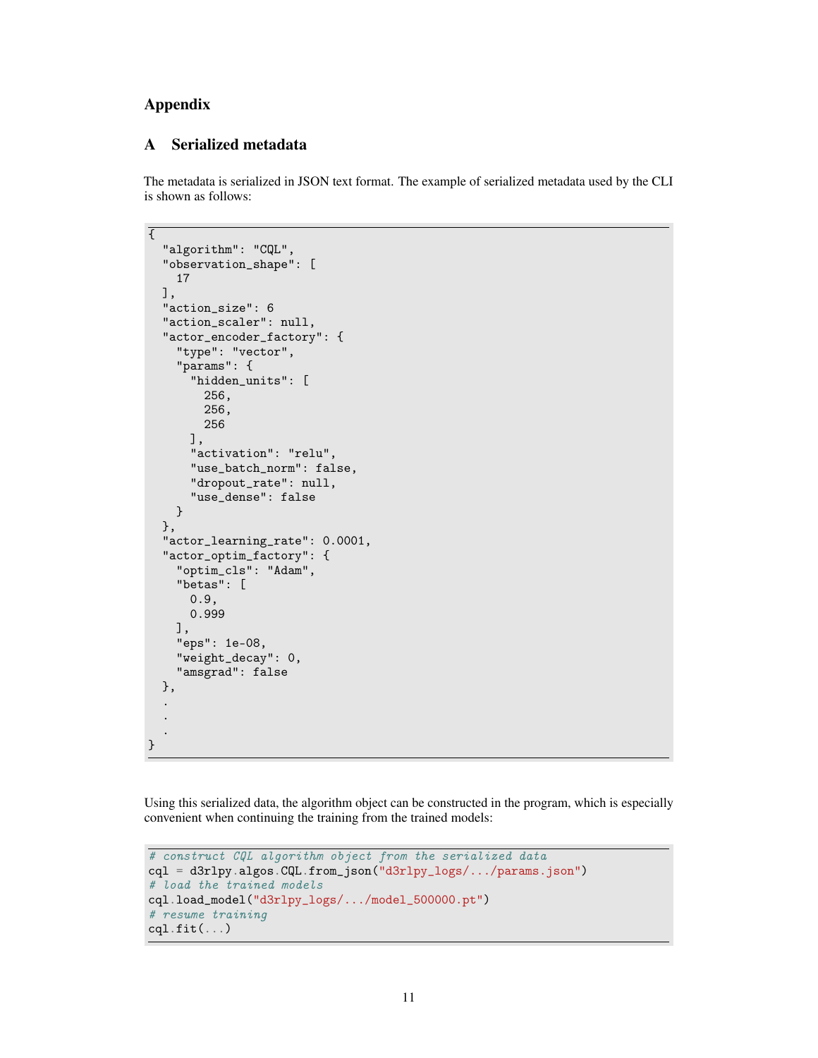# Appendix

## A Serialized metadata

The metadata is serialized in JSON text format. The example of serialized metadata used by the CLI is shown as follows:

```
{
  "algorithm": "CQL",
  "observation_shape": [
    17
  ],
  "action_size": 6
  "action_scaler": null,
  "actor_encoder_factory": {
    "type": "vector",
    "params": {
      "hidden_units": [
        256,
        256,
        256
      ],
      "activation": "relu",
      "use_batch_norm": false,
      "dropout_rate": null,
      "use_dense": false
    }
  },
  "actor_learning_rate": 0.0001,
  "actor_optim_factory": {
    "optim_cls": "Adam",
    "betas": [
      0.9,
      0.999
    ],
    "eps": 1e-08,
    "weight_decay": 0,
    "amsgrad": false
  },
  .
  .
  .
}
```

Using this serialized data, the algorithm object can be constructed in the program, which is especially convenient when continuing the training from the trained models:

```
# construct CQL algorithm object from the serialized data
cql = d3rlpy.algos.CQL.from_json("d3rlpy_logs/.../params.json")
# load the trained models
cql.load_model("d3rlpy_logs/.../model_500000.pt")
# resume training
cql.fit(...)
```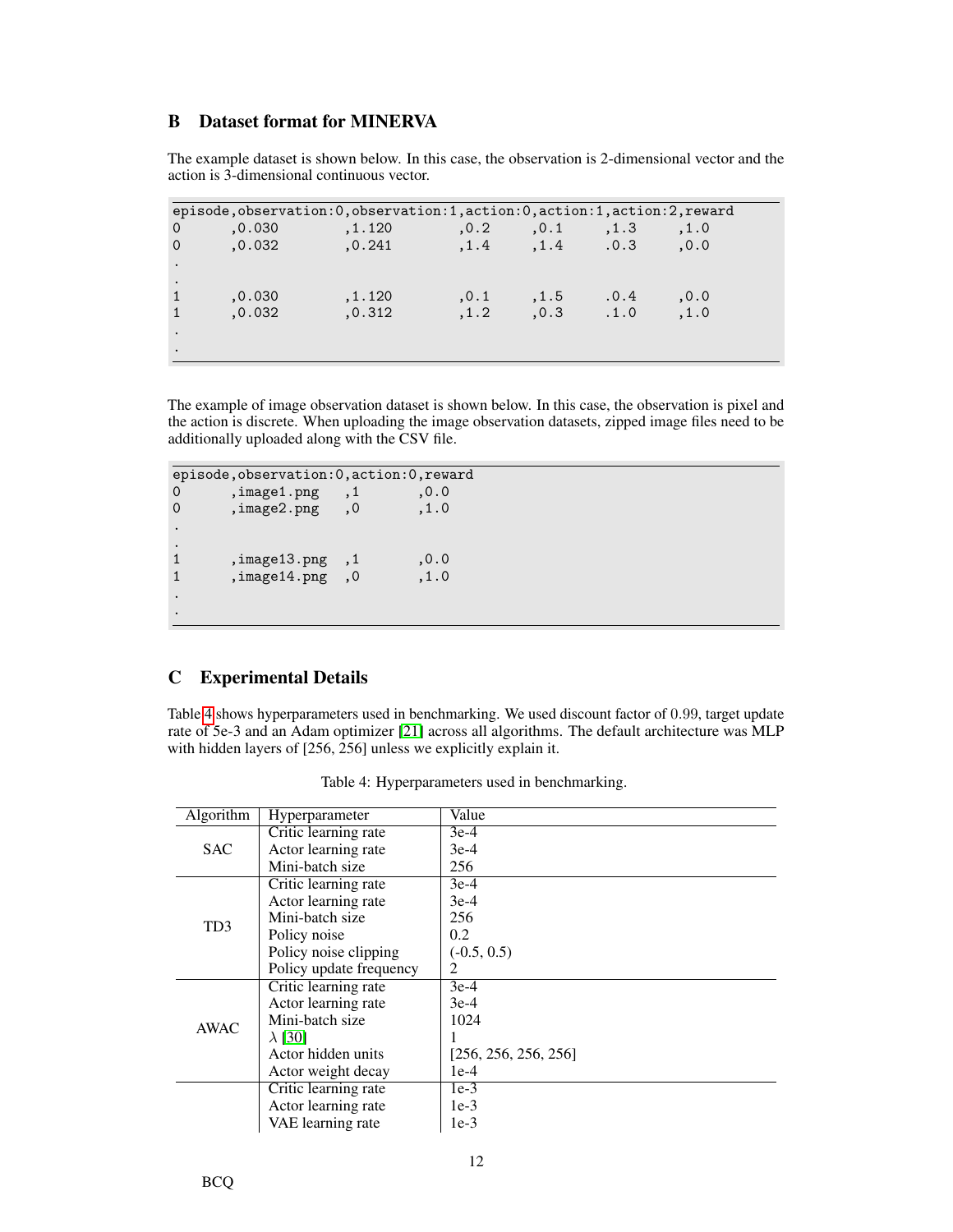## B Dataset format for MINERVA

The example dataset is shown below. In this case, the observation is 2-dimensional vector and the action is 3-dimensional continuous vector.

```
episode,observation:0,observation:1,action:0,action:1,action:2,reward
0      ,0.030        ,1.120        ,0.2     ,0.1     ,1.3     ,1.0
0      ,0.032        ,0.241        ,1.4     ,1.4     .0.3     ,0.0
.
.
1      ,0.030        ,1.120        ,0.1     ,1.5     .0.4     ,0.0
1      ,0.032        ,0.312        ,1.2     ,0.3     .1.0     ,1.0
.
.
```

The example of image observation dataset is shown below. In this case, the observation is pixel and the action is discrete. When uploading the image observation datasets, zipped image files need to be additionally uploaded along with the CSV file.

```
episode,observation:0,action:0,reward
0      ,image1.png   ,1       ,0.0
0      ,image2.png   ,0       ,1.0
.
.
1      ,image13.png  ,1       ,0.0
1      ,image14.png  ,0       ,1.0
.
.
```

## C Experimental Details

Table 4 shows hyperparameters used in benchmarking. We used discount factor of 0.99, target update rate of 5e-3 and an Adam optimizer [21] across all algorithms. The default architecture was MLP with hidden layers of [256, 256] unless we explicitly explain it.

Table 4: Hyperparameters used in benchmarking.

| Algorithm | Hyperparameter | Value |
|---|---|---|
| SAC | Critic learning rate | 3e-4 |
| | Actor learning rate | 3e-4 |
| | Mini-batch size | 256 |
| TD3 | Critic learning rate | 3e-4 |
| | Actor learning rate | 3e-4 |
| | Mini-batch size | 256 |
| | Policy noise | 0.2 |
| | Policy noise clipping | (-0.5, 0.5) |
| | Policy update frequency | 2 |
| AWAC | Critic learning rate | 3e-4 |
| | Actor learning rate | 3e-4 |
| | Mini-batch size | 1024 |
| | $\lambda$ [30] | 1 |
| | Actor hidden units | [256, 256, 256, 256] |
| | Actor weight decay | 1e-4 |
| BCQ | Critic learning rate | 1e-3 |
| | Actor learning rate | 1e-3 |
| | VAE learning rate | 1e-3 |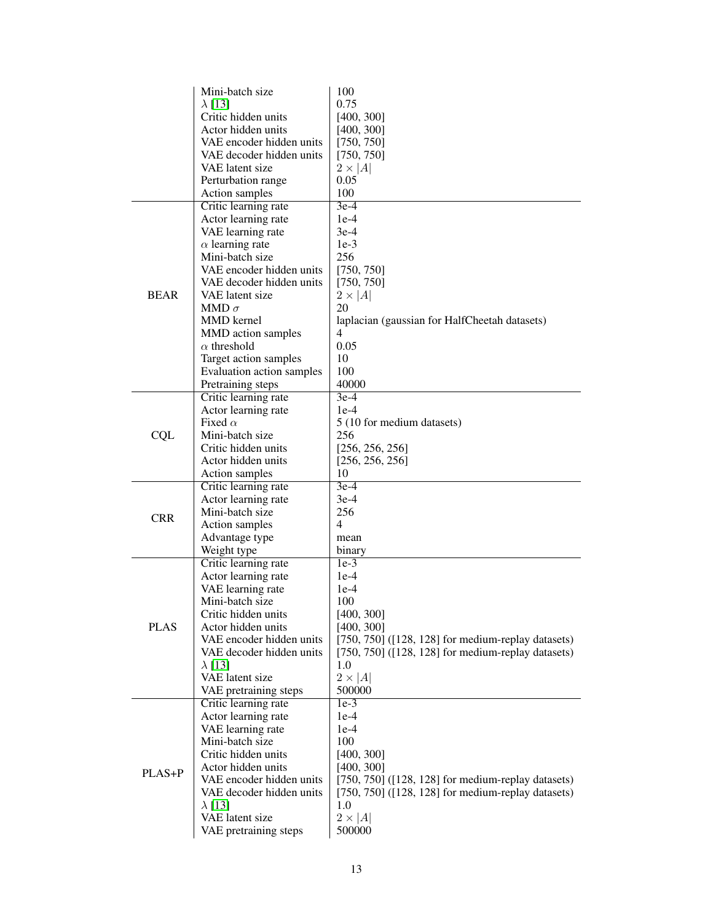| | | |
|---|---|---|
| | Mini-batch size | 100 |
| | $\lambda$ [13] | 0.75 |
| | Critic hidden units | [400, 300] |
| | Actor hidden units | [400, 300] |
| | VAE encoder hidden units | [750, 750] |
| | VAE decoder hidden units | [750, 750] |
| | VAE latent size | $2 \times \|A\|$ |
| | Perturbation range | 0.05 |
| | Action samples | 100 |
| BEAR | Critic learning rate | 3e-4 |
| | Actor learning rate | 1e-4 |
| | VAE learning rate | 3e-4 |
| | $\alpha$ learning rate | 1e-3 |
| | Mini-batch size | 256 |
| | VAE encoder hidden units | [750, 750] |
| | VAE decoder hidden units | [750, 750] |
| | VAE latent size | $2 \times \|A\|$ |
| | MMD $\sigma$ | 20 |
| | MMD kernel | laplacian (gaussian for HalfCheetah datasets) |
| | MMD action samples | 4 |
| | $\alpha$ threshold | 0.05 |
| | Target action samples | 10 |
| | Evaluation action samples | 100 |
| | Pretraining steps | 40000 |
| CQL | Critic learning rate | 3e-4 |
| | Actor learning rate | 1e-4 |
| | Fixed $\alpha$ | 5 (10 for medium datasets) |
| | Mini-batch size | 256 |
| | Critic hidden units | [256, 256, 256] |
| | Actor hidden units | [256, 256, 256] |
| | Action samples | 10 |
| CRR | Critic learning rate | 3e-4 |
| | Actor learning rate | 3e-4 |
| | Mini-batch size | 256 |
| | Action samples | 4 |
| | Advantage type | mean |
| | Weight type | binary |
| PLAS | Critic learning rate | 1e-3 |
| | Actor learning rate | 1e-4 |
| | VAE learning rate | 1e-4 |
| | Mini-batch size | 100 |
| | Critic hidden units | [400, 300] |
| | Actor hidden units | [400, 300] |
| | VAE encoder hidden units | [750, 750] ([128, 128] for medium-replay datasets) |
| | VAE decoder hidden units | [750, 750] ([128, 128] for medium-replay datasets) |
| | $\lambda$ [13] | 1.0 |
| | VAE latent size | $2 \times \|A\|$ |
| | VAE pretraining steps | 500000 |
| PLAS+P | Critic learning rate | 1e-3 |
| | Actor learning rate | 1e-4 |
| | VAE learning rate | 1e-4 |
| | Mini-batch size | 100 |
| | Critic hidden units | [400, 300] |
| | Actor hidden units | [400, 300] |
| | VAE encoder hidden units | [750, 750] ([128, 128] for medium-replay datasets) |
| | VAE decoder hidden units | [750, 750] ([128, 128] for medium-replay datasets) |
| | $\lambda$ [13] | 1.0 |
| | VAE latent size | $2 \times \|A\|$ |
| | VAE pretraining steps | 500000 |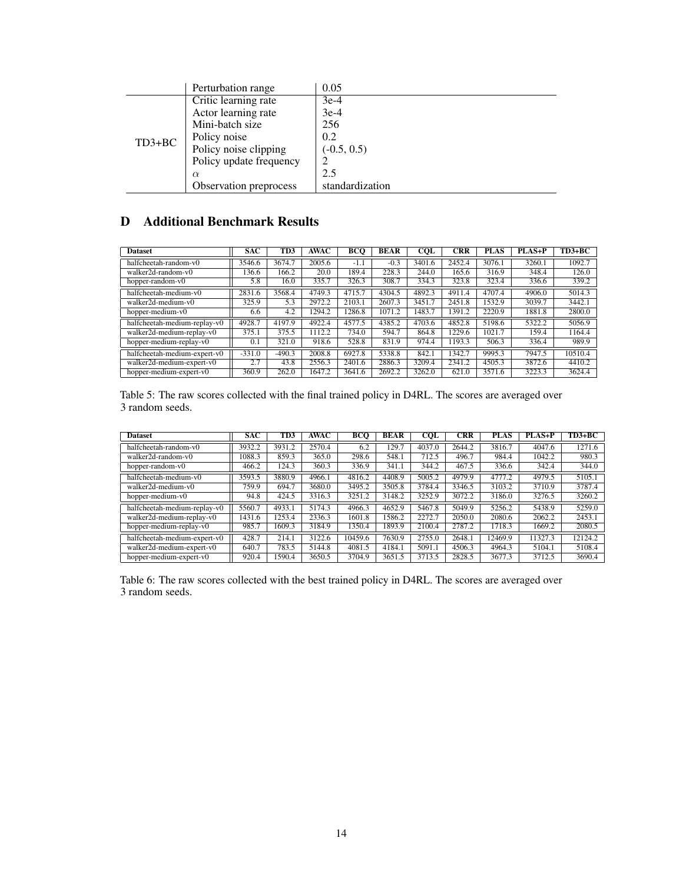| | Perturbation range | 0.05 |
|---|---|---|
| TD3+BC | Critic learning rate | 3e-4 |
| | Actor learning rate | 3e-4 |
| | Mini-batch size | 256 |
| | Policy noise | 0.2 |
| | Policy noise clipping | (-0.5, 0.5) |
| | Policy update frequency | 2 |
| | $\alpha$ | 2.5 |
| | Observation preprocess | standardization |

## D Additional Benchmark Results

| Dataset | SAC | TD3 | AWAC | BCQ | BEAR | CQL | CRR | PLAS | PLAS+P | TD3+BC |
|---|---|---|---|---|---|---|---|---|---|---|
| halfcheetah-random-v0 | 3546.6 | 3674.7 | 2005.6 | -1.1 | -0.3 | 3401.6 | 2452.4 | 3076.1 | 3260.1 | 1092.7 |
| walker2d-random-v0 | 136.6 | 166.2 | 20.0 | 189.4 | 228.3 | 244.0 | 165.6 | 316.9 | 348.4 | 126.0 |
| hopper-random-v0 | 5.8 | 16.0 | 335.7 | 326.3 | 308.7 | 334.3 | 323.8 | 323.4 | 336.6 | 339.2 |
| halfcheetah-medium-v0 | 2831.6 | 3568.4 | 4749.3 | 4715.7 | 4304.5 | 4892.3 | 4911.4 | 4707.4 | 4906.0 | 5014.3 |
| walker2d-medium-v0 | 325.9 | 5.3 | 2972.2 | 2103.1 | 2607.3 | 3451.7 | 2451.8 | 1532.9 | 3039.7 | 3442.1 |
| hopper-medium-v0 | 6.6 | 4.2 | 1294.2 | 1286.8 | 1071.2 | 1483.7 | 1391.2 | 2220.9 | 1881.8 | 2800.0 |
| halfcheetah-medium-replay-v0 | 4928.7 | 4197.9 | 4922.4 | 4577.5 | 4385.2 | 4703.6 | 4852.8 | 5198.6 | 5322.2 | 5056.9 |
| walker2d-medium-replay-v0 | 375.1 | 375.5 | 1112.2 | 734.0 | 594.7 | 864.8 | 1229.6 | 1021.7 | 159.4 | 1164.4 |
| hopper-medium-replay-v0 | 0.1 | 321.0 | 918.6 | 528.8 | 831.9 | 974.4 | 1193.3 | 506.3 | 336.4 | 989.9 |
| halfcheetah-medium-expert-v0 | -331.0 | -490.3 | 2008.8 | 6927.8 | 5338.8 | 842.1 | 1342.7 | 9995.3 | 7947.5 | 10510.4 |
| walker2d-medium-expert-v0 | 2.7 | 43.8 | 2556.3 | 2401.6 | 2886.3 | 3209.4 | 2341.2 | 4505.3 | 3872.6 | 4410.2 |
| hopper-medium-expert-v0 | 360.9 | 262.0 | 1647.2 | 3641.6 | 2692.2 | 3262.0 | 621.0 | 3571.6 | 3223.3 | 3624.4 |

Table 5: The raw scores collected with the final trained policy in D4RL. The scores are averaged over 3 random seeds.

| Dataset | SAC | TD3 | AWAC | BCQ | BEAR | CQL | CRR | PLAS | PLAS+P | TD3+BC |
|---|---|---|---|---|---|---|---|---|---|---|
| halfcheetah-random-v0 | 3932.2 | 3931.2 | 2570.4 | 6.2 | 129.7 | 4037.0 | 2644.2 | 3816.7 | 4047.6 | 1271.6 |
| walker2d-random-v0 | 1088.3 | 859.3 | 365.0 | 298.6 | 548.1 | 712.5 | 496.7 | 984.4 | 1042.2 | 980.3 |
| hopper-random-v0 | 466.2 | 124.3 | 360.3 | 336.9 | 341.1 | 344.2 | 467.5 | 336.6 | 342.4 | 344.0 |
| halfcheetah-medium-v0 | 3593.5 | 3880.9 | 4966.1 | 4816.2 | 4408.9 | 5005.2 | 4979.9 | 4777.2 | 4979.5 | 5105.1 |
| walker2d-medium-v0 | 759.9 | 694.7 | 3680.0 | 3495.2 | 3505.8 | 3784.4 | 3346.5 | 3103.2 | 3710.9 | 3787.4 |
| hopper-medium-v0 | 94.8 | 424.5 | 3316.3 | 3251.2 | 3148.2 | 3252.9 | 3072.2 | 3186.0 | 3276.5 | 3260.2 |
| halfcheetah-medium-replay-v0 | 5560.7 | 4933.1 | 5174.3 | 4966.3 | 4652.9 | 5467.8 | 5049.9 | 5256.2 | 5438.9 | 5259.0 |
| walker2d-medium-replay-v0 | 1431.6 | 1253.4 | 2336.3 | 1601.8 | 1586.2 | 2272.7 | 2050.0 | 2080.6 | 2062.2 | 2453.1 |
| hopper-medium-replay-v0 | 985.7 | 1609.3 | 3184.9 | 1350.4 | 1893.9 | 2100.4 | 2787.2 | 1718.3 | 1669.2 | 2080.5 |
| halfcheetah-medium-expert-v0 | 428.7 | 214.1 | 3122.6 | 10459.6 | 7630.9 | 2755.0 | 2648.1 | 12469.9 | 11327.3 | 12124.2 |
| walker2d-medium-expert-v0 | 640.7 | 783.5 | 5144.8 | 4081.5 | 4184.1 | 5091.1 | 4506.3 | 4964.3 | 5104.1 | 5108.4 |
| hopper-medium-expert-v0 | 920.4 | 1590.4 | 3650.5 | 3704.9 | 3651.5 | 3713.5 | 2828.5 | 3677.3 | 3712.5 | 3690.4 |

Table 6: The raw scores collected with the best trained policy in D4RL. The scores are averaged over 3 random seeds.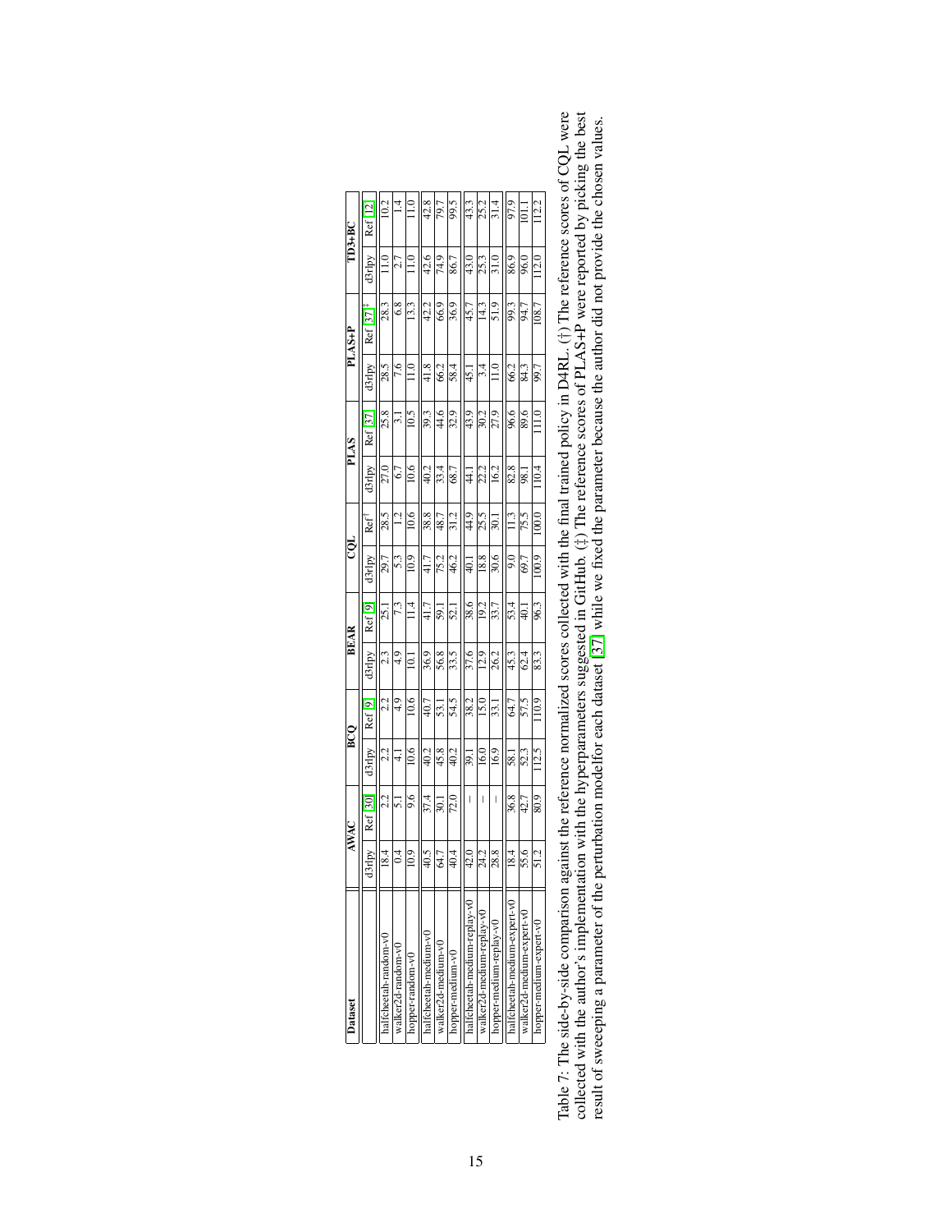| Dataset | AWAC | | BCQ | | BEAR | | CQL | | PLAS | | PLAS+P | | TD3+BC | |
|---|---|---|---|---|---|---|---|---|---|---|---|---|---|---|
| | d3rlpy | Ref [30] | d3rlpy | Ref [9] | d3rlpy | Ref [9] | d3rlpy | Ref† | d3rlpy | Ref [37] | d3rlpy | Ref [37]‡ | d3rlpy | Ref [12] |
| halfcheetah-random-v0 | 18.4 | 2.2 | 2.2 | 2.2 | 2.3 | 25.1 | 29.7 | 28.5 | 27.0 | 25.8 | 28.5 | 28.3 | 11.0 | 10.2 |
| walker2d-random-v0 | 0.4 | 5.1 | 4.1 | 4.9 | 4.9 | 7.3 | 5.3 | 1.2 | 6.7 | 3.1 | 7.6 | 6.8 | 2.7 | 1.4 |
| hopper-random-v0 | 10.9 | 9.6 | 10.6 | 10.6 | 10.1 | 11.4 | 10.9 | 10.6 | 10.6 | 10.5 | 11.0 | 13.3 | 11.0 | 11.0 |
| halfcheetah-medium-v0 | 40.5 | 37.4 | 40.2 | 40.7 | 36.9 | 41.7 | 41.7 | 38.8 | 40.2 | 39.3 | 41.8 | 42.2 | 42.6 | 42.8 |
| walker2d-medium-v0 | 64.7 | 30.1 | 45.8 | 53.1 | 56.8 | 59.1 | 75.2 | 48.7 | 33.4 | 44.6 | 66.2 | 66.9 | 74.9 | 79.7 |
| hopper-medium-v0 | 40.4 | 72.0 | 40.2 | 54.5 | 33.5 | 52.1 | 46.2 | 31.2 | 68.7 | 32.9 | 58.4 | 36.9 | 86.7 | 99.5 |
| halfcheetah-medium-replay-v0 | 42.0 | – | 39.1 | 38.2 | 37.6 | 38.6 | 40.1 | 44.9 | 44.1 | 43.9 | 45.1 | 45.7 | 43.0 | 43.3 |
| walker2d-medium-replay-v0 | 24.2 | – | 16.0 | 15.0 | 12.9 | 19.2 | 18.8 | 25.5 | 22.2 | 30.2 | 3.4 | 14.3 | 25.3 | 25.2 |
| hopper-medium-replay-v0 | 28.8 | – | 16.9 | 33.1 | 26.2 | 33.7 | 30.6 | 30.1 | 16.2 | 27.9 | 11.0 | 51.9 | 31.0 | 31.4 |
| halfcheetah-medium-expert-v0 | 18.4 | 36.8 | 58.1 | 64.7 | 45.3 | 53.4 | 9.0 | 11.3 | 82.8 | 96.6 | 66.2 | 99.3 | 86.9 | 97.9 |
| walker2d-medium-expert-v0 | 55.6 | 42.7 | 52.3 | 57.5 | 62.4 | 40.1 | 69.7 | 75.5 | 98.1 | 89.6 | 84.3 | 94.7 | 96.0 | 101.1 |
| hopper-medium-expert-v0 | 51.2 | 80.9 | 112.5 | 110.9 | 83.3 | 96.3 | 100.9 | 100.0 | 110.4 | 111.0 | 99.7 | 108.7 | 112.0 | 112.2 |

Table 7: The side-by-side comparison against the reference normalized scores collected with the final trained policy in D4RL. (†) The reference scores of CQL were collected with the author's implementation with the hyperparameters suggested in GitHub. (‡) The reference scores of PLAS+P were reported by picking the best result of sweeping a parameter of the perturbation modelfor each dataset [37] while we fixed the parameter because the author did not provide the chosen values.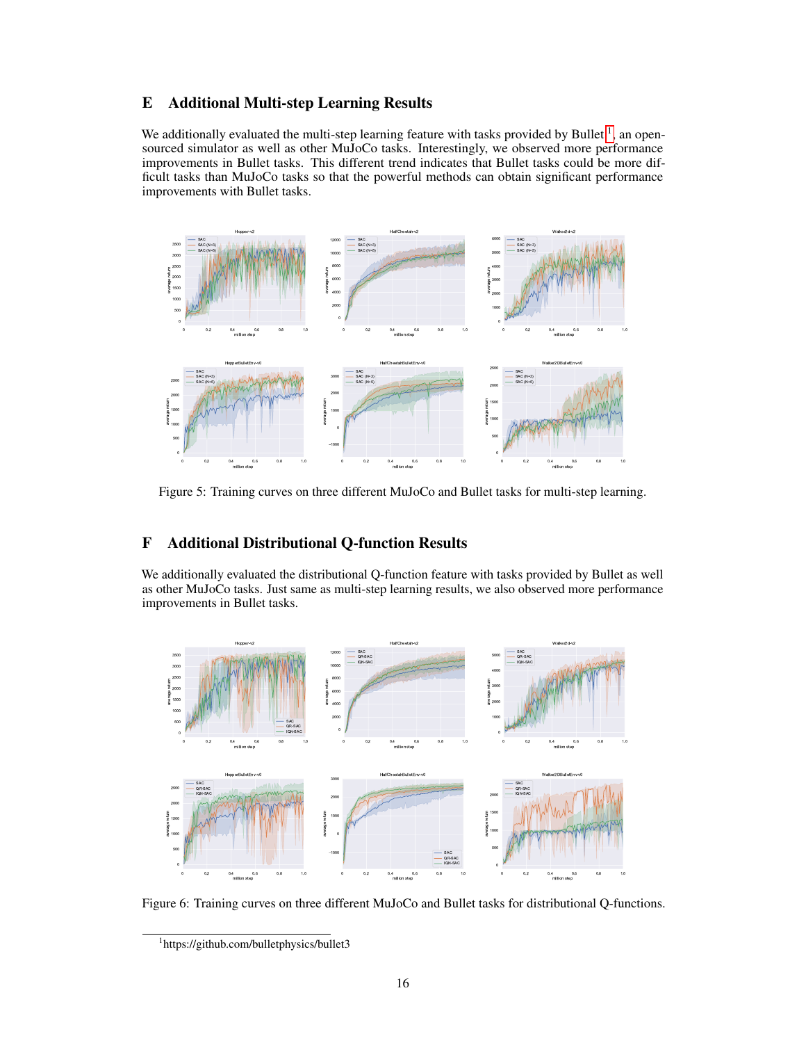## E Additional Multi-step Learning Results

We additionally evaluated the multi-step learning feature with tasks provided by Bullet [1], an open-sourced simulator as well as other MuJoCo tasks. Interestingly, we observed more performance improvements in Bullet tasks. This different trend indicates that Bullet tasks could be more difficult tasks than MuJoCo tasks so that the powerful methods can obtain significant performance improvements with Bullet tasks.

Hopper-v2
SAC
SAC (N=3)
SAC (N=5)
average return
million step

HalfCheetah-v2
SAC
SAC (N=3)
SAC (N=5)
average return
million step

Walker2d-v2
SAC
SAC (N=3)
SAC (N=5)
average return
million step

HopperBulletEnv-v0
SAC
SAC (N=3)
SAC (N=5)
average return
million step

HalfCheetahBulletEnv-v0
SAC
SAC (N=3)
SAC (N=5)
average return
million step

Walker2DBulletEnv-v0
SAC
SAC (N=3)
SAC (N=5)
average return
million step

Figure 5: Training curves on three different MuJoCo and Bullet tasks for multi-step learning.

## F Additional Distributional Q-function Results

We additionally evaluated the distributional Q-function feature with tasks provided by Bullet as well as other MuJoCo tasks. Just same as multi-step learning results, we also observed more performance improvements in Bullet tasks.

Hopper-v2
SAC
QR-SAC
IQN-SAC
average return
million step

HalfCheetah-v2
SAC
QR-SAC
IQN-SAC
average return
million step

Walker2d-v2
SAC
QR-SAC
IQN-SAC
average return
million step

HopperBulletEnv-v0
SAC
QR-SAC
IQN-SAC
average return
million step

HalfCheetahBulletEnv-v0
SAC
QR-SAC
IQN-SAC
average return
million step

Walker2DBulletEnv-v0
SAC
QR-SAC
IQN-SAC
average return
million step

Figure 6: Training curves on three different MuJoCo and Bullet tasks for distributional Q-functions.

[1] https://github.com/bulletphysics/bullet3